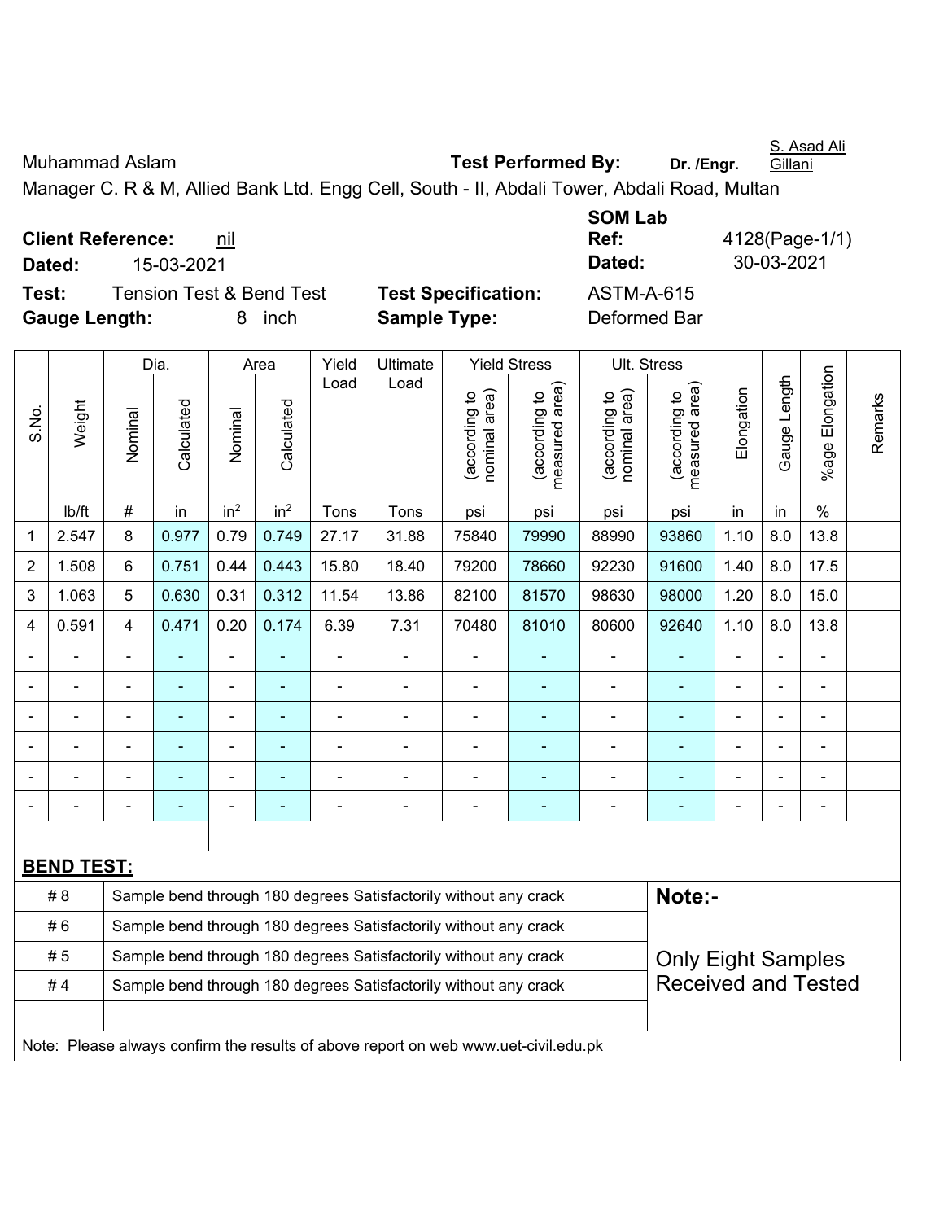Muhammad Aslam **Test Performed By:** **Dr. /Engr.** S. Asad Ali Gillani

Manager C. R & M, Allied Bank Ltd. Engg Cell, South - II, Abdali Tower, Abdali Road, Multan

**Client Reference:** nil

**Dated:** 15-03-2021

**SOM Lab Ref:** 4128(Page-1/1)

**Dated:** 30-03-2021

**Test:** Tension Test & Bend Test

**Test Specification:** ASTM-A-615

**Gauge Length:** 8 inch

**Sample Type:** Deformed Bar

| S.No. | Weight | Dia. | | Area | | Yield Load | Ultimate Load | Yield Stress | | Ult. Stress | | Elongation | Gauge Length | %age Elongation | Remarks |
|---|---|---|---|---|---|---|---|---|---|---|---|---|---|---|---|
| | | Nominal | Calculated | Nominal | Calculated | | | (according to nominal area) | (according to measured area) | (according to nominal area) | (according to measured area) | | | | |
| | lb/ft | # | in | $in^2$ | $in^2$ | Tons | Tons | psi | psi | psi | psi | in | in | % | |
| 1 | 2.547 | 8 | 0.977 | 0.79 | 0.749 | 27.17 | 31.88 | 75840 | 79990 | 88990 | 93860 | 1.10 | 8.0 | 13.8 | |
| 2 | 1.508 | 6 | 0.751 | 0.44 | 0.443 | 15.80 | 18.40 | 79200 | 78660 | 92230 | 91600 | 1.40 | 8.0 | 17.5 | |
| 3 | 1.063 | 5 | 0.630 | 0.31 | 0.312 | 11.54 | 13.86 | 82100 | 81570 | 98630 | 98000 | 1.20 | 8.0 | 15.0 | |
| 4 | 0.591 | 4 | 0.471 | 0.20 | 0.174 | 6.39 | 7.31 | 70480 | 81010 | 80600 | 92640 | 1.10 | 8.0 | 13.8 | |
| - | - | - | - | - | - | - | - | - | - | - | - | - | - | - | |
| - | - | - | - | - | - | - | - | - | - | - | - | - | - | - | |
| - | - | - | - | - | - | - | - | - | - | - | - | - | - | - | |
| - | - | - | - | - | - | - | - | - | - | - | - | - | - | - | |
| - | - | - | - | - | - | - | - | - | - | - | - | - | - | - | |
| - | - | - | - | - | - | - | - | - | - | - | - | - | - | - | |

**BEND TEST:**

| | | |
|---|---|---|
| # 8 | Sample bend through 180 degrees Satisfactorily without any crack | **Note:-** |
| # 6 | Sample bend through 180 degrees Satisfactorily without any crack | |
| # 5 | Sample bend through 180 degrees Satisfactorily without any crack | Only Eight Samples Received and Tested |
| # 4 | Sample bend through 180 degrees Satisfactorily without any crack | |

Note: Please always confirm the results of above report on web www.uet-civil.edu.pk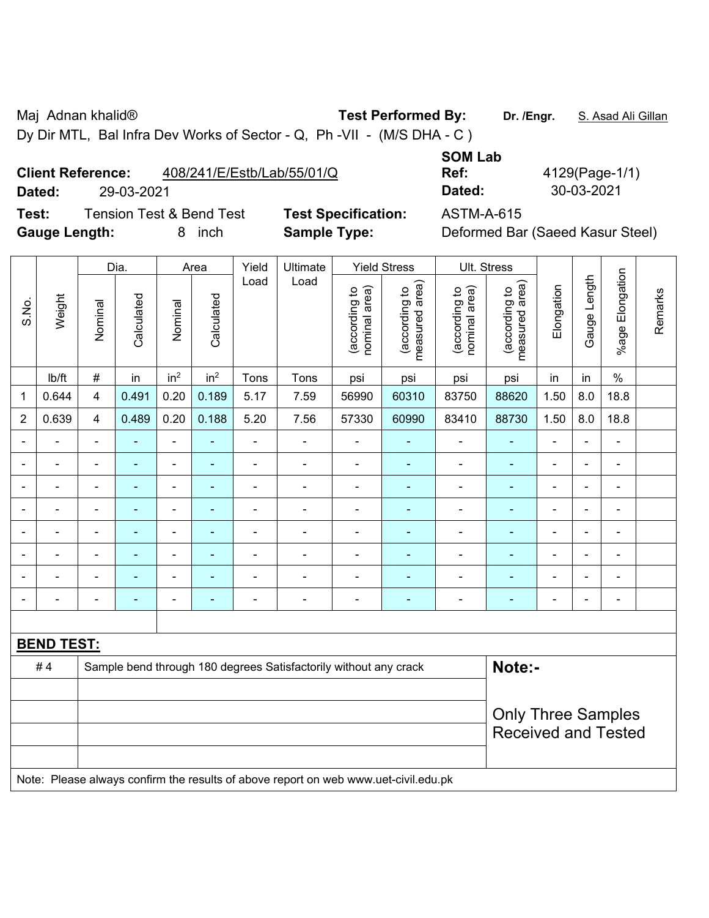Maj Adnan khalid®

Dy Dir MTL, Bal Infra Dev Works of Sector - Q, Ph -VII - (M/S DHA - C )

**Test Performed By:** Dr. /Engr. S. Asad Ali Gillan

**Client Reference:** 408/241/E/Estb/Lab/55/01/Q

**Dated:** 29-03-2021

**SOM Lab Ref:** 4129(Page-1/1)

**Dated:** 30-03-2021

**Test:** Tension Test & Bend Test

**Test Specification:** ASTM-A-615

**Gauge Length:** 8 inch

**Sample Type:** Deformed Bar (Saeed Kasur Steel)

| S.No. | Weight | Dia. | | Area | | Yield Load | Ultimate Load | Yield Stress | | Ult. Stress | | Elongation | Gauge Length | %age Elongation | Remarks |
|---|---|---|---|---|---|---|---|---|---|---|---|---|---|---|---|
| | | Nominal | Calculated | Nominal | Calculated | | | (according to nominal area) | (according to measured area) | (according to nominal area) | (according to measured area) | | | | |
| | lb/ft | # | in | in² | in² | Tons | Tons | psi | psi | psi | psi | in | in | % | |
| 1 | 0.644 | 4 | 0.491 | 0.20 | 0.189 | 5.17 | 7.59 | 56990 | 60310 | 83750 | 88620 | 1.50 | 8.0 | 18.8 | |
| 2 | 0.639 | 4 | 0.489 | 0.20 | 0.188 | 5.20 | 7.56 | 57330 | 60990 | 83410 | 88730 | 1.50 | 8.0 | 18.8 | |
| - | - | - | - | - | - | - | - | - | - | - | - | - | - | - | |
| - | - | - | - | - | - | - | - | - | - | - | - | - | - | - | |
| - | - | - | - | - | - | - | - | - | - | - | - | - | - | - | |
| - | - | - | - | - | - | - | - | - | - | - | - | - | - | - | |
| - | - | - | - | - | - | - | - | - | - | - | - | - | - | - | |
| - | - | - | - | - | - | - | - | - | - | - | - | - | - | - | |
| - | - | - | - | - | - | - | - | - | - | - | - | - | - | - | |
| - | - | - | - | - | - | - | - | - | - | - | - | - | - | - | |

**BEND TEST:**

| | | |
|---|---|---|
| # 4 | Sample bend through 180 degrees Satisfactorily without any crack | **Note:-** |
| | | Only Three Samples Received and Tested |

Note: Please always confirm the results of above report on web www.uet-civil.edu.pk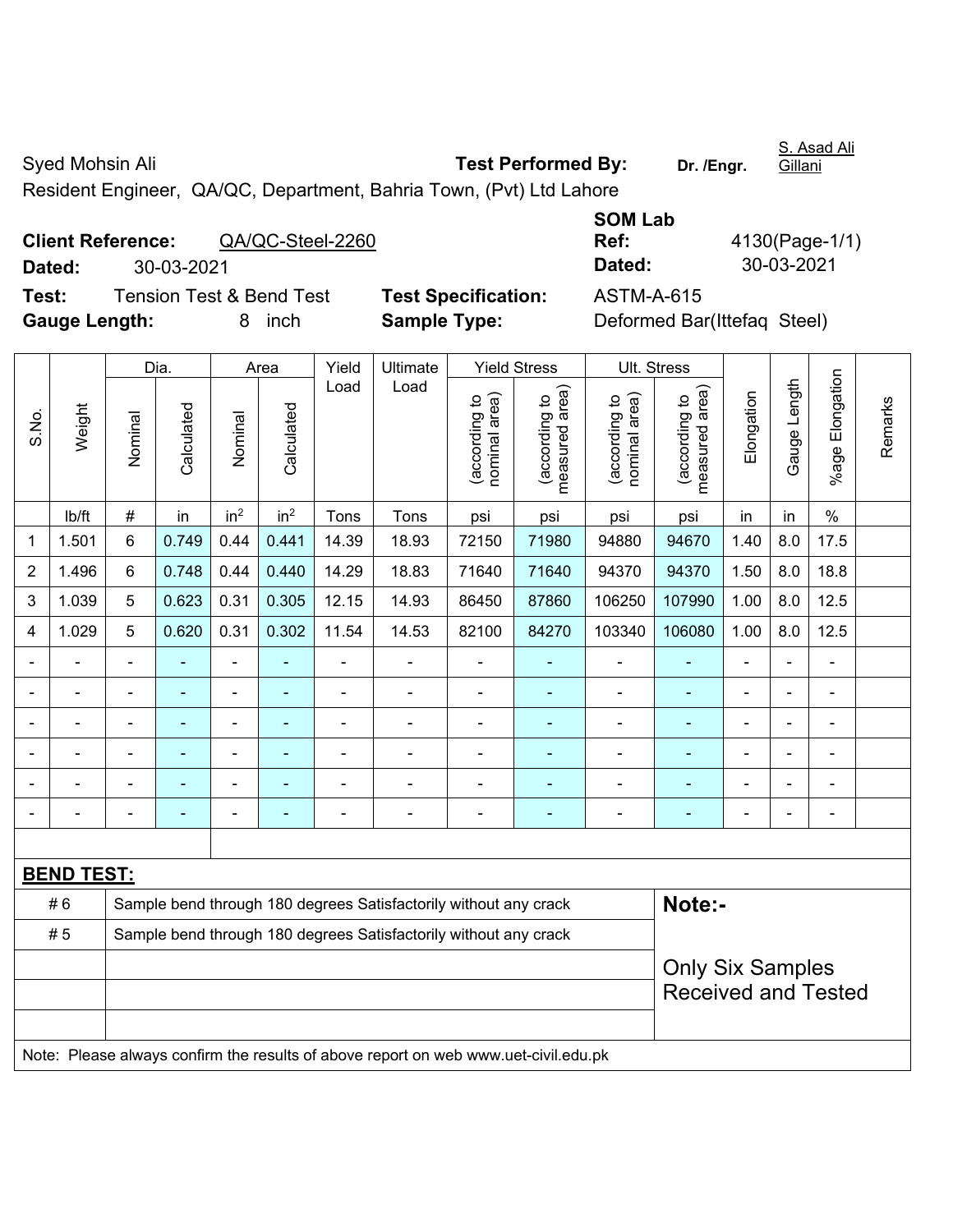Syed Mohsin Ali **Test Performed By:** **Dr. /Engr.** S. Asad Ali Gillani

Resident Engineer, QA/QC, Department, Bahria Town, (Pvt) Ltd Lahore

**Client Reference:** QA/QC-Steel-2260

**Dated:** 30-03-2021

**SOM Lab Ref:** 4130(Page-1/1)

**Dated:** 30-03-2021

**Test:** Tension Test & Bend Test **Test Specification:** ASTM-A-615

**Gauge Length:** 8 inch **Sample Type:** Deformed Bar(Ittefaq Steel)

| S.No. | Weight | Dia. | | Area | | Yield Load | Ultimate Load | Yield Stress | | Ult. Stress | | Elongation | Gauge Length | %age Elongation | Remarks |
|---|---|---|---|---|---|---|---|---|---|---|---|---|---|---|---|
| | | Nominal | Calculated | Nominal | Calculated | | | (according to nominal area) | (according to measured area) | (according to nominal area) | (according to measured area) | | | | |
| | lb/ft | # | in | $in^2$ | $in^2$ | Tons | Tons | psi | psi | psi | psi | in | in | % | |
| 1 | 1.501 | 6 | 0.749 | 0.44 | 0.441 | 14.39 | 18.93 | 72150 | 71980 | 94880 | 94670 | 1.40 | 8.0 | 17.5 | |
| 2 | 1.496 | 6 | 0.748 | 0.44 | 0.440 | 14.29 | 18.83 | 71640 | 71640 | 94370 | 94370 | 1.50 | 8.0 | 18.8 | |
| 3 | 1.039 | 5 | 0.623 | 0.31 | 0.305 | 12.15 | 14.93 | 86450 | 87860 | 106250 | 107990 | 1.00 | 8.0 | 12.5 | |
| 4 | 1.029 | 5 | 0.620 | 0.31 | 0.302 | 11.54 | 14.53 | 82100 | 84270 | 103340 | 106080 | 1.00 | 8.0 | 12.5 | |
| - | - | - | - | - | - | - | - | - | - | - | - | - | - | - | |
| - | - | - | - | - | - | - | - | - | - | - | - | - | - | - | |
| - | - | - | - | - | - | - | - | - | - | - | - | - | - | - | |
| - | - | - | - | - | - | - | - | - | - | - | - | - | - | - | |
| - | - | - | - | - | - | - | - | - | - | - | - | - | - | - | |
| - | - | - | - | - | - | - | - | - | - | - | - | - | - | - | |

**BEND TEST:**

| | | |
|---|---|---|
| # 6 | Sample bend through 180 degrees Satisfactorily without any crack | **Note:-** |
| # 5 | Sample bend through 180 degrees Satisfactorily without any crack | Only Six Samples Received and Tested |

Note: Please always confirm the results of above report on web www.uet-civil.edu.pk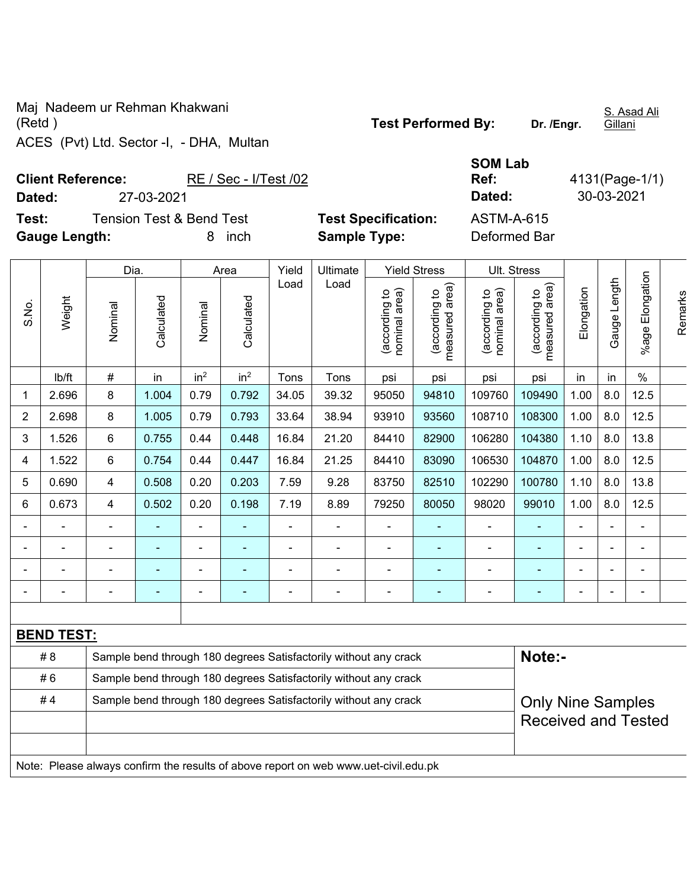Maj Nadeem ur Rehman Khakwani (Retd )
ACES (Pvt) Ltd. Sector -I, - DHA, Multan

**Test Performed By:** Dr. /Engr. S. Asad Ali Gillani

**Client Reference:** RE / Sec - I/Test /02
**Dated:** 27-03-2021

**SOM Lab Ref:** 4131(Page-1/1)
**Dated:** 30-03-2021

**Test:** Tension Test & Bend Test
**Gauge Length:** 8 inch

**Test Specification:** ASTM-A-615
**Sample Type:** Deformed Bar

| S.No. | Weight | Dia. | | Area | | Yield Load | Ultimate Load | Yield Stress | | Ult. Stress | | Elongation | Gauge Length | %age Elongation | Remarks |
|---|---|---|---|---|---|---|---|---|---|---|---|---|---|---|---|
| | | Nominal | Calculated | Nominal | Calculated | | | (according to nominal area) | (according to measured area) | (according to nominal area) | (according to measured area) | | | | |
| | lb/ft | # | in | $in^2$ | $in^2$ | Tons | Tons | psi | psi | psi | psi | in | in | % | |
| 1 | 2.696 | 8 | 1.004 | 0.79 | 0.792 | 34.05 | 39.32 | 95050 | 94810 | 109760 | 109490 | 1.00 | 8.0 | 12.5 | |
| 2 | 2.698 | 8 | 1.005 | 0.79 | 0.793 | 33.64 | 38.94 | 93910 | 93560 | 108710 | 108300 | 1.00 | 8.0 | 12.5 | |
| 3 | 1.526 | 6 | 0.755 | 0.44 | 0.448 | 16.84 | 21.20 | 84410 | 82900 | 106280 | 104380 | 1.10 | 8.0 | 13.8 | |
| 4 | 1.522 | 6 | 0.754 | 0.44 | 0.447 | 16.84 | 21.25 | 84410 | 83090 | 106530 | 104870 | 1.00 | 8.0 | 12.5 | |
| 5 | 0.690 | 4 | 0.508 | 0.20 | 0.203 | 7.59 | 9.28 | 83750 | 82510 | 102290 | 100780 | 1.10 | 8.0 | 13.8 | |
| 6 | 0.673 | 4 | 0.502 | 0.20 | 0.198 | 7.19 | 8.89 | 79250 | 80050 | 98020 | 99010 | 1.00 | 8.0 | 12.5 | |
| - | - | - | - | - | - | - | - | - | - | - | - | - | - | - | |
| - | - | - | - | - | - | - | - | - | - | - | - | - | - | - | |
| - | - | - | - | - | - | - | - | - | - | - | - | - | - | - | |
| - | - | - | - | - | - | - | - | - | - | - | - | - | - | - | |

**BEND TEST:**

| | |
|---|---|
| # 8 | Sample bend through 180 degrees Satisfactorily without any crack |
| # 6 | Sample bend through 180 degrees Satisfactorily without any crack |
| # 4 | Sample bend through 180 degrees Satisfactorily without any crack |

**Note:-**

Only Nine Samples Received and Tested

Note: Please always confirm the results of above report on web www.uet-civil.edu.pk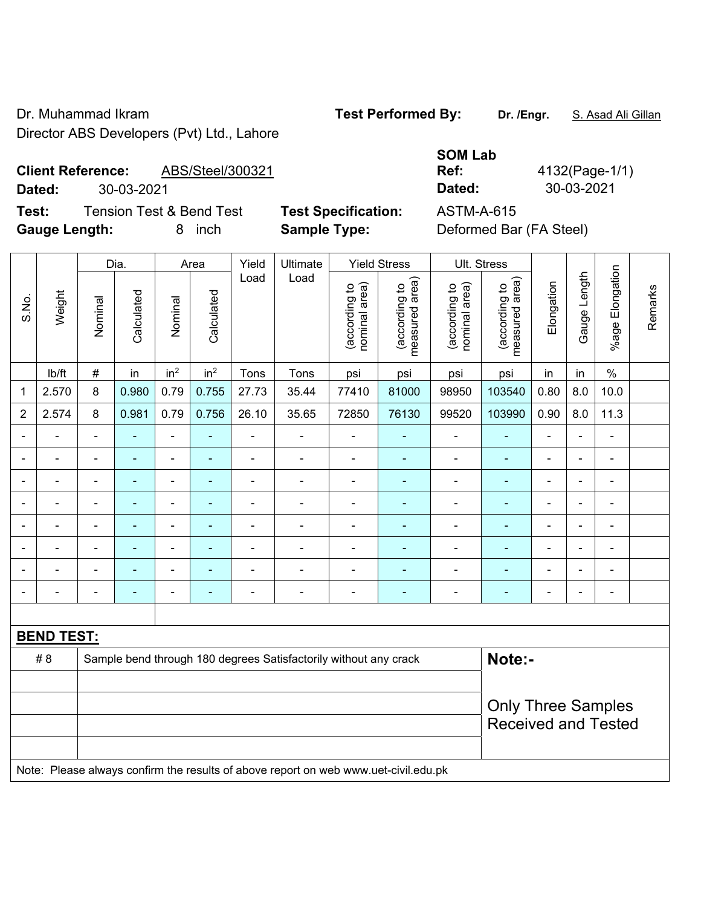Dr. Muhammad Ikram
Director ABS Developers (Pvt) Ltd., Lahore

**Test Performed By:** **Dr. /Engr.** S. Asad Ali Gillan

**Client Reference:** ABS/Steel/300321
**Dated:** 30-03-2021

**SOM Lab Ref:** 4132(Page-1/1)
**Dated:** 30-03-2021

**Test:** Tension Test & Bend Test
**Gauge Length:** 8 inch

**Test Specification:** ASTM-A-615
**Sample Type:** Deformed Bar (FA Steel)

| S.No. | Weight | Dia. | | Area | | Yield Load | Ultimate Load | Yield Stress | | Ult. Stress | | Elongation | Gauge Length | %age Elongation | Remarks |
|---|---|---|---|---|---|---|---|---|---|---|---|---|---|---|---|
| | | Nominal | Calculated | Nominal | Calculated | | | (according to nominal area) | (according to measured area) | (according to nominal area) | (according to measured area) | | | | |
| | lb/ft | # | in | $in^2$ | $in^2$ | Tons | Tons | psi | psi | psi | psi | in | in | % | |
| 1 | 2.570 | 8 | 0.980 | 0.79 | 0.755 | 27.73 | 35.44 | 77410 | 81000 | 98950 | 103540 | 0.80 | 8.0 | 10.0 | |
| 2 | 2.574 | 8 | 0.981 | 0.79 | 0.756 | 26.10 | 35.65 | 72850 | 76130 | 99520 | 103990 | 0.90 | 8.0 | 11.3 | |
| - | - | - | - | - | - | - | - | - | - | - | - | - | - | - | |
| - | - | - | - | - | - | - | - | - | - | - | - | - | - | - | |
| - | - | - | - | - | - | - | - | - | - | - | - | - | - | - | |
| - | - | - | - | - | - | - | - | - | - | - | - | - | - | - | |
| - | - | - | - | - | - | - | - | - | - | - | - | - | - | - | |
| - | - | - | - | - | - | - | - | - | - | - | - | - | - | - | |
| - | - | - | - | - | - | - | - | - | - | - | - | - | - | - | |
| - | - | - | - | - | - | - | - | - | - | - | - | - | - | - | |

**BEND TEST:**

| | |
|---|---|
| # 8 | Sample bend through 180 degrees Satisfactorily without any crack |

**Note:-**

Only Three Samples Received and Tested

Note: Please always confirm the results of above report on web www.uet-civil.edu.pk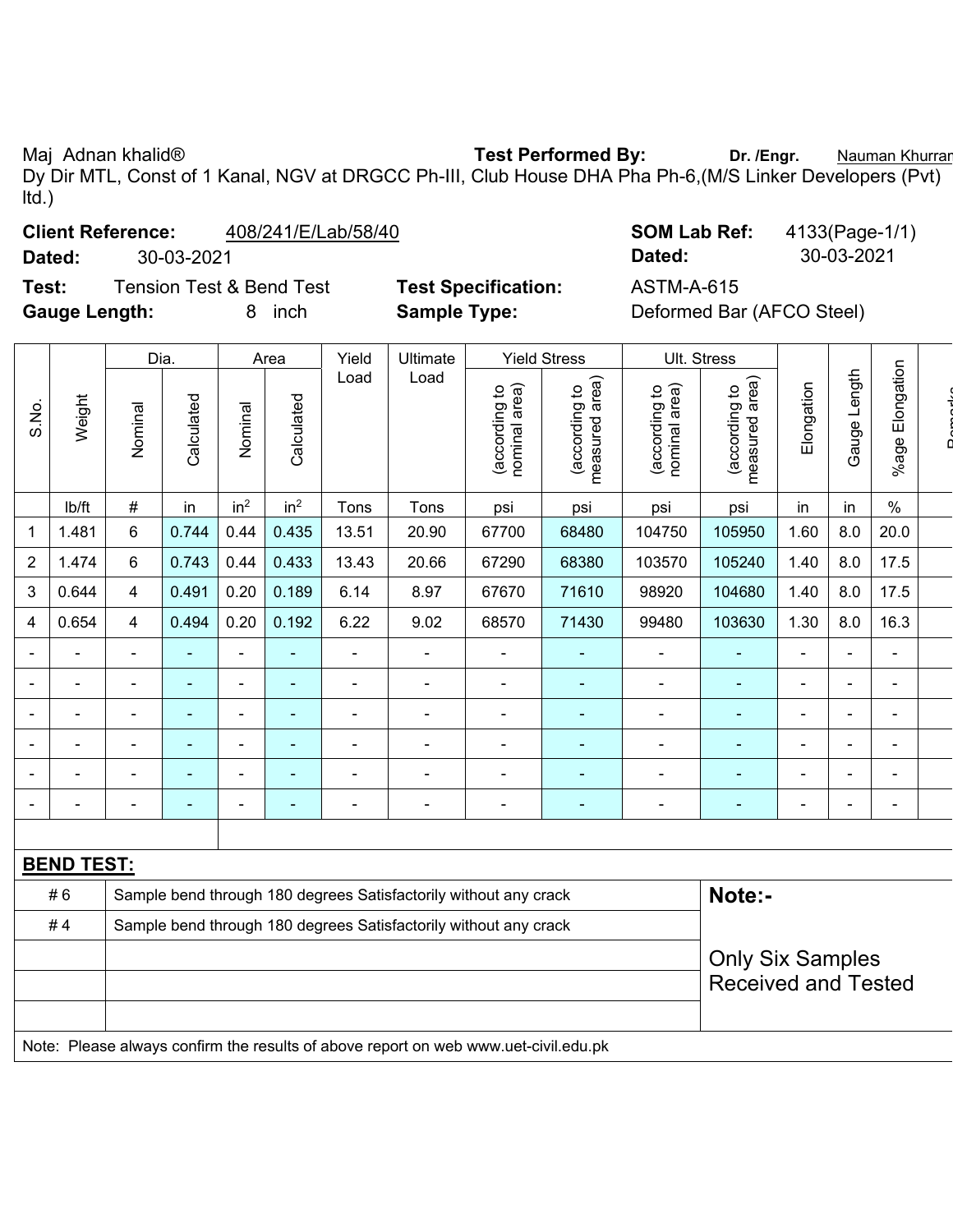Maj Adnan khalid® **Test Performed By:** **Dr. /Engr.** Nauman Khurram

Dy Dir MTL, Const of 1 Kanal, NGV at DRGCC Ph-III, Club House DHA Pha Ph-6,(M/S Linker Developers (Pvt) ltd.)

**Client Reference:** 408/241/E/Lab/58/40 **SOM Lab Ref:** 4133(Page-1/1)

**Dated:** 30-03-2021 **Dated:** 30-03-2021

**Test:** Tension Test & Bend Test **Test Specification:** ASTM-A-615

**Gauge Length:** 8 inch **Sample Type:** Deformed Bar (AFCO Steel)

| S.No. | Weight | Dia. | | Area | | Yield Load | Ultimate Load | Yield Stress | | Ult. Stress | | Elongation | Gauge Length | %age Elongation | Remarks |
|---|---|---|---|---|---|---|---|---|---|---|---|---|---|---|---|
| | | Nominal | Calculated | Nominal | Calculated | | | (according to nominal area) | (according to measured area) | (according to nominal area) | (according to measured area) | | | | |
| | lb/ft | # | in | $in^2$ | $in^2$ | Tons | Tons | psi | psi | psi | psi | in | in | % | |
| 1 | 1.481 | 6 | 0.744 | 0.44 | 0.435 | 13.51 | 20.90 | 67700 | 68480 | 104750 | 105950 | 1.60 | 8.0 | 20.0 | |
| 2 | 1.474 | 6 | 0.743 | 0.44 | 0.433 | 13.43 | 20.66 | 67290 | 68380 | 103570 | 105240 | 1.40 | 8.0 | 17.5 | |
| 3 | 0.644 | 4 | 0.491 | 0.20 | 0.189 | 6.14 | 8.97 | 67670 | 71610 | 98920 | 104680 | 1.40 | 8.0 | 17.5 | |
| 4 | 0.654 | 4 | 0.494 | 0.20 | 0.192 | 6.22 | 9.02 | 68570 | 71430 | 99480 | 103630 | 1.30 | 8.0 | 16.3 | |
| - | - | - | - | - | - | - | - | - | - | - | - | - | - | - | |
| - | - | - | - | - | - | - | - | - | - | - | - | - | - | - | |
| - | - | - | - | - | - | - | - | - | - | - | - | - | - | - | |
| - | - | - | - | - | - | - | - | - | - | - | - | - | - | - | |
| - | - | - | - | - | - | - | - | - | - | - | - | - | - | - | |
| - | - | - | - | - | - | - | - | - | - | - | - | - | - | - | |

**BEND TEST:**

| | | |
|---|---|---|
| # 6 | Sample bend through 180 degrees Satisfactorily without any crack | **Note:-** |
| # 4 | Sample bend through 180 degrees Satisfactorily without any crack | |
| | | Only Six Samples Received and Tested |

Note: Please always confirm the results of above report on web www.uet-civil.edu.pk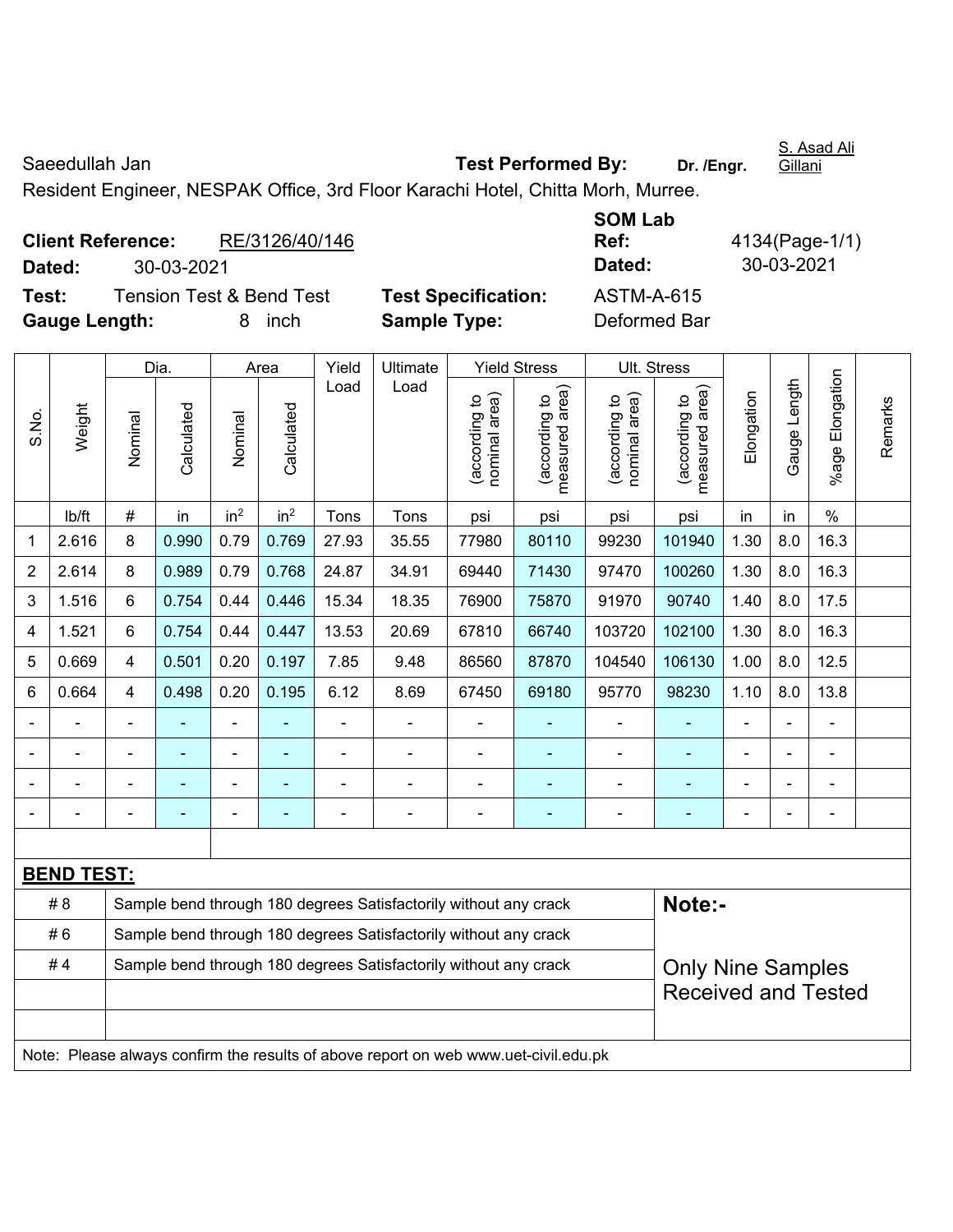Saeedullah Jan **Test Performed By:** **Dr. /Engr.** S. Asad Ali Gillani

Resident Engineer, NESPAK Office, 3rd Floor Karachi Hotel, Chitta Morh, Murree.

**Client Reference:** RE/3126/40/146 **SOM Lab Ref:** 4134(Page-1/1)

**Dated:** 30-03-2021 **Dated:** 30-03-2021

**Test:** Tension Test & Bend Test **Test Specification:** ASTM-A-615

**Gauge Length:** 8 inch **Sample Type:** Deformed Bar

| S.No. | Weight | Dia. | | Area | | Yield Load | Ultimate Load | Yield Stress | | Ult. Stress | | Elongation | Gauge Length | %age Elongation | Remarks |
|---|---|---|---|---|---|---|---|---|---|---|---|---|---|---|---|
| | | Nominal | Calculated | Nominal | Calculated | | | (according to nominal area) | (according to measured area) | (according to nominal area) | (according to measured area) | | | | |
| | lb/ft | # | in | $in^2$ | $in^2$ | Tons | Tons | psi | psi | psi | psi | in | in | % | |
| 1 | 2.616 | 8 | 0.990 | 0.79 | 0.769 | 27.93 | 35.55 | 77980 | 80110 | 99230 | 101940 | 1.30 | 8.0 | 16.3 | |
| 2 | 2.614 | 8 | 0.989 | 0.79 | 0.768 | 24.87 | 34.91 | 69440 | 71430 | 97470 | 100260 | 1.30 | 8.0 | 16.3 | |
| 3 | 1.516 | 6 | 0.754 | 0.44 | 0.446 | 15.34 | 18.35 | 76900 | 75870 | 91970 | 90740 | 1.40 | 8.0 | 17.5 | |
| 4 | 1.521 | 6 | 0.754 | 0.44 | 0.447 | 13.53 | 20.69 | 67810 | 66740 | 103720 | 102100 | 1.30 | 8.0 | 16.3 | |
| 5 | 0.669 | 4 | 0.501 | 0.20 | 0.197 | 7.85 | 9.48 | 86560 | 87870 | 104540 | 106130 | 1.00 | 8.0 | 12.5 | |
| 6 | 0.664 | 4 | 0.498 | 0.20 | 0.195 | 6.12 | 8.69 | 67450 | 69180 | 95770 | 98230 | 1.10 | 8.0 | 13.8 | |
| - | - | - | - | - | - | - | - | - | - | - | - | - | - | - | |
| - | - | - | - | - | - | - | - | - | - | - | - | - | - | - | |
| - | - | - | - | - | - | - | - | - | - | - | - | - | - | - | |
| - | - | - | - | - | - | - | - | - | - | - | - | - | - | - | |

**BEND TEST:**

| | | |
|---|---|---|
| # 8 | Sample bend through 180 degrees Satisfactorily without any crack | **Note:-** |
| # 6 | Sample bend through 180 degrees Satisfactorily without any crack | |
| # 4 | Sample bend through 180 degrees Satisfactorily without any crack | Only Nine Samples Received and Tested |

Note: Please always confirm the results of above report on web www.uet-civil.edu.pk